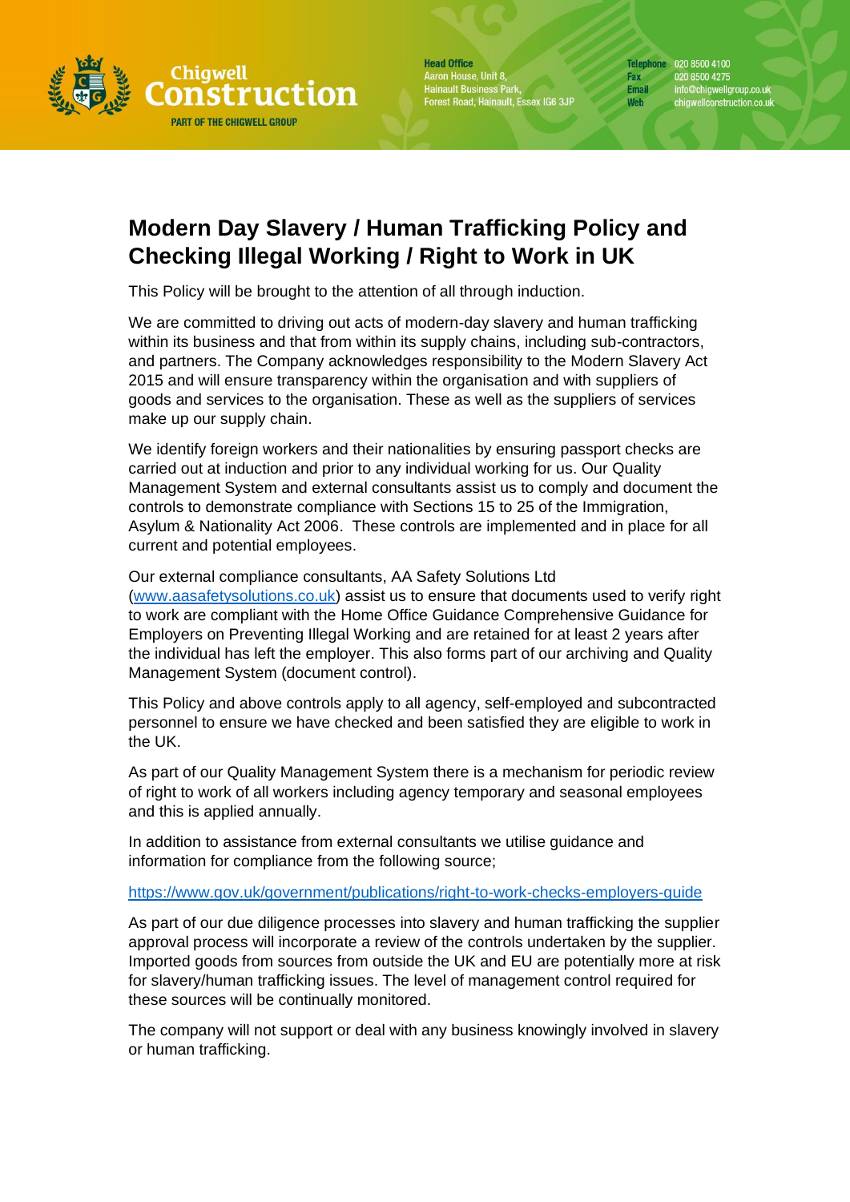# Modern Day Slavery / Human Trafficking Policy and Checking Illegal Working / Right to Work in UK

This Policy will be brought to the attention of all through induction.

We are committed to driving out acts of modern-day slavery and human trafficking within its business and that from within its supply chains, including sub-contractors, and partners. The Company acknowledges responsibility to the Modern Slavery Act 2015 and will ensure transparency within the organisation and with suppliers of goods and services to the organisation. These as well as the suppliers of services make up our supply chain.

We identify foreign workers and their nationalities by ensuring passport checks are carried out at induction and prior to any individual working for us. Our Quality Management System and external consultants assist us to comply and document the controls to demonstrate compliance with Sections 15 to 25 of the Immigration, Asylum & Nationality Act 2006. These controls are implemented and in place for all current and potential employees.

Our external compliance consultants, AA Safety Solutions Ltd ([www.aasafetysolutions.co.uk](http://www.aasafetysolutions.co.uk)) assist us to ensure that documents used to verify right to work are compliant with the Home Office Guidance Comprehensive Guidance for Employers on Preventing Illegal Working and are retained for at least 2 years after the individual has left the employer. This also forms part of our archiving and Quality Management System (document control).

This Policy and above controls apply to all agency, self-employed and subcontracted personnel to ensure we have checked and been satisfied they are eligible to work in the UK.

As part of our Quality Management System there is a mechanism for periodic review of right to work of all workers including agency temporary and seasonal employees and this is applied annually.

In addition to assistance from external consultants we utilise guidance and information for compliance from the following source;

https://www.gov.uk/government/publications/right-to-work-checks-employers-guide

As part of our due diligence processes into slavery and human trafficking the supplier approval process will incorporate a review of the controls undertaken by the supplier. Imported goods from sources from outside the UK and EU are potentially more at risk for slavery/human trafficking issues. The level of management control required for these sources will be continually monitored.

The company will not support or deal with any business knowingly involved in slavery or human trafficking.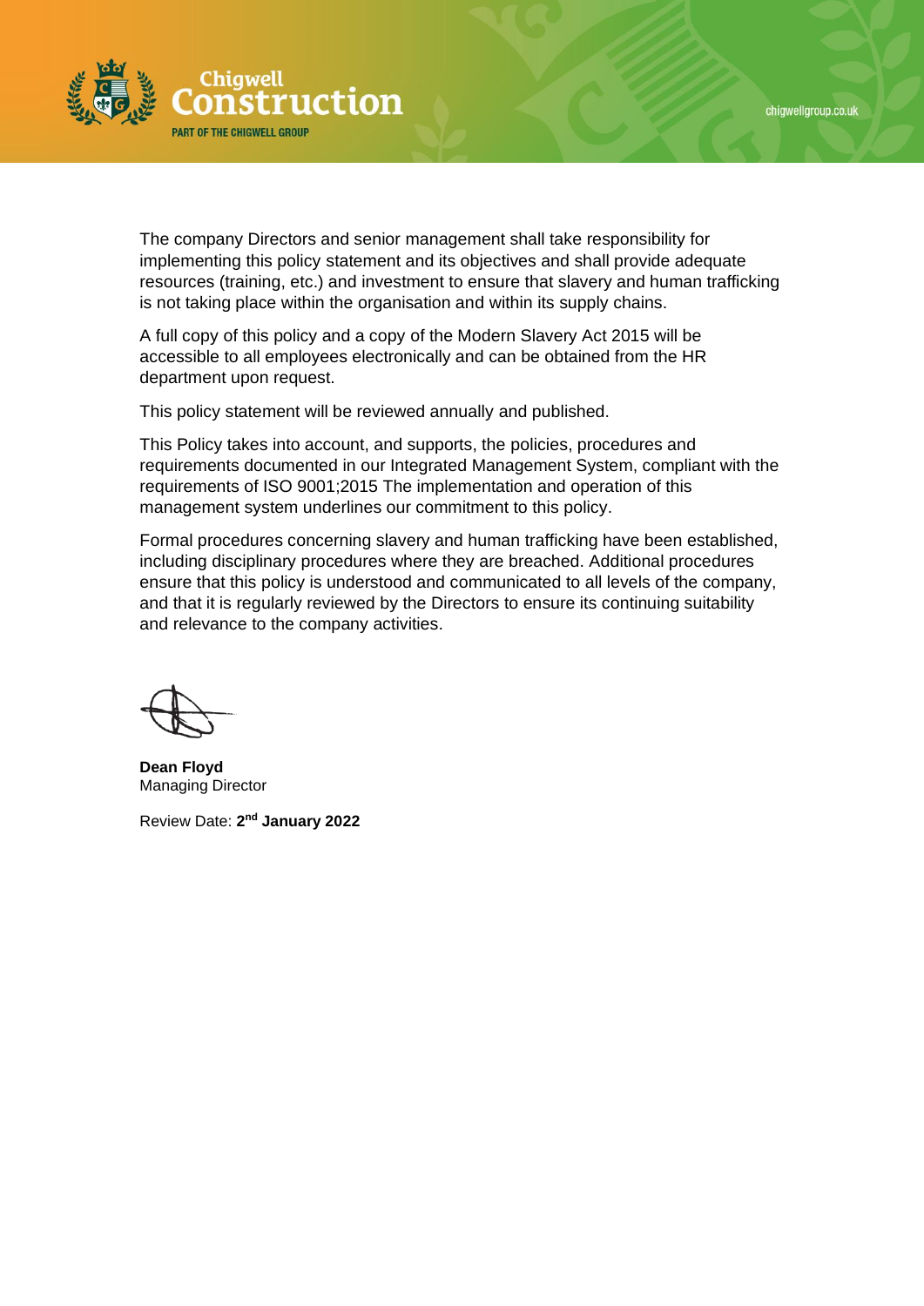The company Directors and senior management shall take responsibility for implementing this policy statement and its objectives and shall provide adequate resources (training, etc.) and investment to ensure that slavery and human trafficking is not taking place within the organisation and within its supply chains.

A full copy of this policy and a copy of the Modern Slavery Act 2015 will be accessible to all employees electronically and can be obtained from the HR department upon request.

This policy statement will be reviewed annually and published.

This Policy takes into account, and supports, the policies, procedures and requirements documented in our Integrated Management System, compliant with the requirements of ISO 9001;2015 The implementation and operation of this management system underlines our commitment to this policy.

Formal procedures concerning slavery and human trafficking have been established, including disciplinary procedures where they are breached. Additional procedures ensure that this policy is understood and communicated to all levels of the company, and that it is regularly reviewed by the Directors to ensure its continuing suitability and relevance to the company activities.

**Dean Floyd**
Managing Director

Review Date: **2nd January 2022**